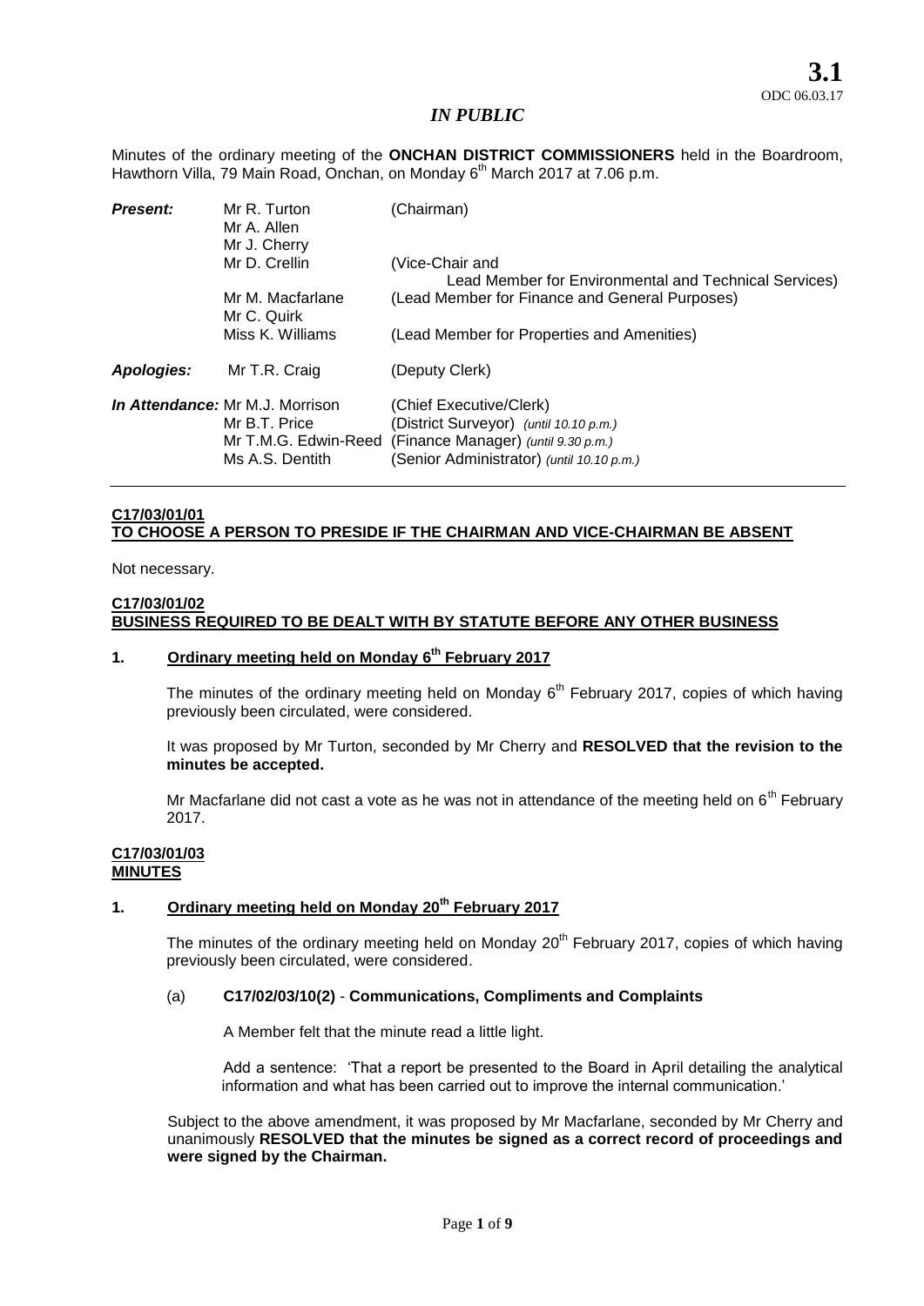**3.1**
ODC 06.03.17

*IN PUBLIC*

Minutes of the ordinary meeting of the **ONCHAN DISTRICT COMMISSIONERS** held in the Boardroom, Hawthorn Villa, 79 Main Road, Onchan, on Monday 6th March 2017 at 7.06 p.m.

| | | |
|---|---|---|
| ***Present:*** | Mr R. Turton | (Chairman) |
| | Mr A. Allen | |
| | Mr J. Cherry | |
| | Mr D. Crellin | (Vice-Chair and Lead Member for Environmental and Technical Services) |
| | Mr M. Macfarlane | (Lead Member for Finance and General Purposes) |
| | Mr C. Quirk | |
| | Miss K. Williams | (Lead Member for Properties and Amenities) |
| ***Apologies:*** | Mr T.R. Craig | (Deputy Clerk) |
| ***In Attendance:*** | Mr M.J. Morrison | (Chief Executive/Clerk) |
| | Mr B.T. Price | (District Surveyor) *(until 10.10 p.m.)* |
| | Mr T.M.G. Edwin-Reed | (Finance Manager) *(until 9.30 p.m.)* |
| | Ms A.S. Dentith | (Senior Administrator) *(until 10.10 p.m.)* |

**C17/03/01/01**
**TO CHOOSE A PERSON TO PRESIDE IF THE CHAIRMAN AND VICE-CHAIRMAN BE ABSENT**

Not necessary.

**C17/03/01/02**
**BUSINESS REQUIRED TO BE DEALT WITH BY STATUTE BEFORE ANY OTHER BUSINESS**

**1. Ordinary meeting held on Monday 6th February 2017**

The minutes of the ordinary meeting held on Monday 6th February 2017, copies of which having previously been circulated, were considered.

It was proposed by Mr Turton, seconded by Mr Cherry and **RESOLVED that the revision to the minutes be accepted.**

Mr Macfarlane did not cast a vote as he was not in attendance of the meeting held on 6th February 2017.

**C17/03/01/03**
**MINUTES**

**1. Ordinary meeting held on Monday 20th February 2017**

The minutes of the ordinary meeting held on Monday 20th February 2017, copies of which having previously been circulated, were considered.

(a) **C17/02/03/10(2)** - **Communications, Compliments and Complaints**

A Member felt that the minute read a little light.

Add a sentence: 'That a report be presented to the Board in April detailing the analytical information and what has been carried out to improve the internal communication.'

Subject to the above amendment, it was proposed by Mr Macfarlane, seconded by Mr Cherry and unanimously **RESOLVED that the minutes be signed as a correct record of proceedings and were signed by the Chairman.**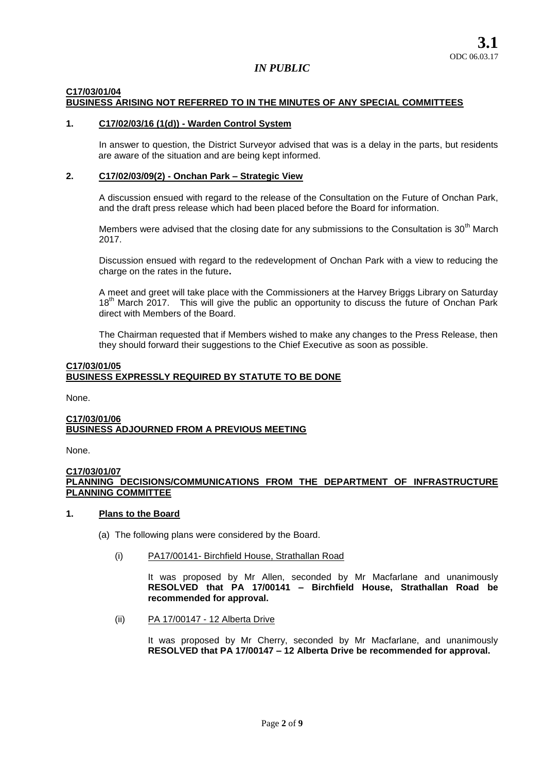**3.1**
ODC 06.03.17

*IN PUBLIC*

**C17/03/01/04**
**BUSINESS ARISING NOT REFERRED TO IN THE MINUTES OF ANY SPECIAL COMMITTEES**

**1. C17/02/03/16 (1(d)) - Warden Control System**

In answer to question, the District Surveyor advised that was is a delay in the parts, but residents are aware of the situation and are being kept informed.

**2. C17/02/03/09(2) - Onchan Park – Strategic View**

A discussion ensued with regard to the release of the Consultation on the Future of Onchan Park, and the draft press release which had been placed before the Board for information.

Members were advised that the closing date for any submissions to the Consultation is 30th March 2017.

Discussion ensued with regard to the redevelopment of Onchan Park with a view to reducing the charge on the rates in the future**.**

A meet and greet will take place with the Commissioners at the Harvey Briggs Library on Saturday 18th March 2017. This will give the public an opportunity to discuss the future of Onchan Park direct with Members of the Board.

The Chairman requested that if Members wished to make any changes to the Press Release, then they should forward their suggestions to the Chief Executive as soon as possible.

**C17/03/01/05**
**BUSINESS EXPRESSLY REQUIRED BY STATUTE TO BE DONE**

None.

**C17/03/01/06**
**BUSINESS ADJOURNED FROM A PREVIOUS MEETING**

None.

**C17/03/01/07**
**PLANNING DECISIONS/COMMUNICATIONS FROM THE DEPARTMENT OF INFRASTRUCTURE PLANNING COMMITTEE**

**1. Plans to the Board**

(a) The following plans were considered by the Board.

(i) PA17/00141- Birchfield House, Strathallan Road

It was proposed by Mr Allen, seconded by Mr Macfarlane and unanimously **RESOLVED that PA 17/00141 – Birchfield House, Strathallan Road be recommended for approval.**

(ii) PA 17/00147 - 12 Alberta Drive

It was proposed by Mr Cherry, seconded by Mr Macfarlane, and unanimously **RESOLVED that PA 17/00147 – 12 Alberta Drive be recommended for approval.**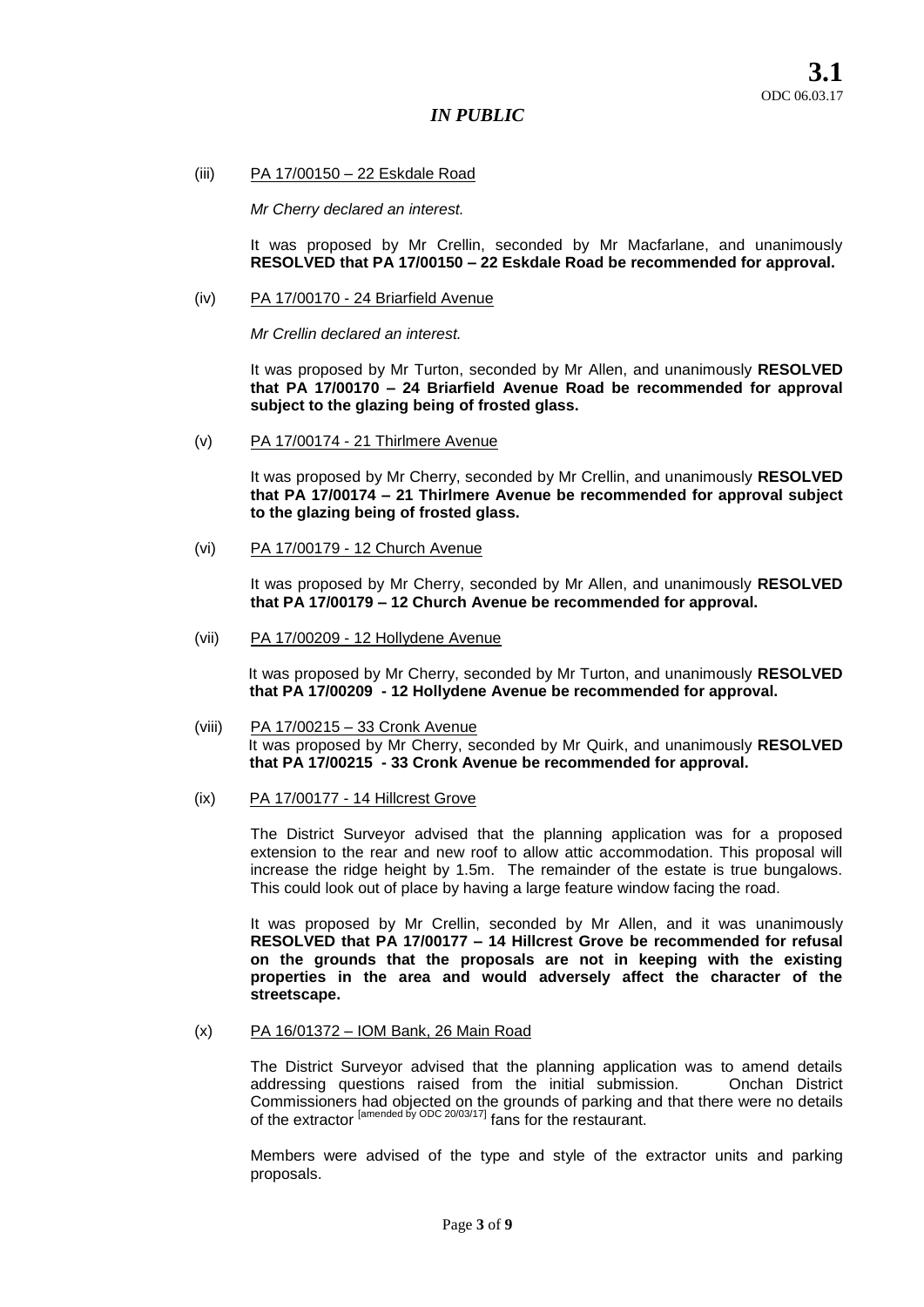*IN PUBLIC*

(iii) PA 17/00150 – 22 Eskdale Road

*Mr Cherry declared an interest.*

It was proposed by Mr Crellin, seconded by Mr Macfarlane, and unanimously **RESOLVED that PA 17/00150 – 22 Eskdale Road be recommended for approval.**

(iv) PA 17/00170 - 24 Briarfield Avenue

*Mr Crellin declared an interest.*

It was proposed by Mr Turton, seconded by Mr Allen, and unanimously **RESOLVED that PA 17/00170 – 24 Briarfield Avenue Road be recommended for approval subject to the glazing being of frosted glass.**

(v) PA 17/00174 - 21 Thirlmere Avenue

It was proposed by Mr Cherry, seconded by Mr Crellin, and unanimously **RESOLVED that PA 17/00174 – 21 Thirlmere Avenue be recommended for approval subject to the glazing being of frosted glass.**

(vi) PA 17/00179 - 12 Church Avenue

It was proposed by Mr Cherry, seconded by Mr Allen, and unanimously **RESOLVED that PA 17/00179 – 12 Church Avenue be recommended for approval.**

(vii) PA 17/00209 - 12 Hollydene Avenue

It was proposed by Mr Cherry, seconded by Mr Turton, and unanimously **RESOLVED that PA 17/00209 - 12 Hollydene Avenue be recommended for approval.**

(viii) PA 17/00215 – 33 Cronk Avenue

It was proposed by Mr Cherry, seconded by Mr Quirk, and unanimously **RESOLVED that PA 17/00215 - 33 Cronk Avenue be recommended for approval.**

(ix) PA 17/00177 - 14 Hillcrest Grove

The District Surveyor advised that the planning application was for a proposed extension to the rear and new roof to allow attic accommodation. This proposal will increase the ridge height by 1.5m. The remainder of the estate is true bungalows. This could look out of place by having a large feature window facing the road.

It was proposed by Mr Crellin, seconded by Mr Allen, and it was unanimously **RESOLVED that PA 17/00177 – 14 Hillcrest Grove be recommended for refusal on the grounds that the proposals are not in keeping with the existing properties in the area and would adversely affect the character of the streetscape.**

(x) PA 16/01372 – IOM Bank, 26 Main Road

The District Surveyor advised that the planning application was to amend details addressing questions raised from the initial submission. Onchan District Commissioners had objected on the grounds of parking and that there were no details of the extractor [amended by ODC 20/03/17] fans for the restaurant.

Members were advised of the type and style of the extractor units and parking proposals.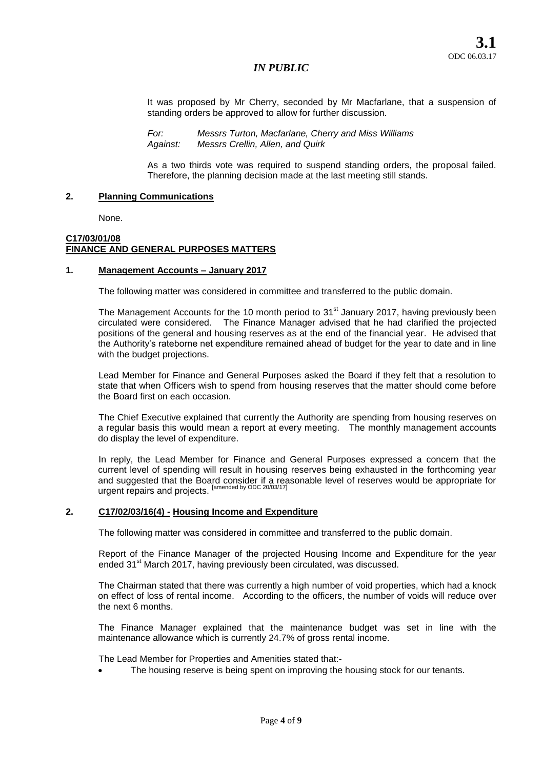It was proposed by Mr Cherry, seconded by Mr Macfarlane, that a suspension of standing orders be approved to allow for further discussion.

*For: Messrs Turton, Macfarlane, Cherry and Miss Williams*
*Against: Messrs Crellin, Allen, and Quirk*

As a two thirds vote was required to suspend standing orders, the proposal failed. Therefore, the planning decision made at the last meeting still stands.

**2. Planning Communications**

None.

**C17/03/01/08**
**FINANCE AND GENERAL PURPOSES MATTERS**

**1. Management Accounts – January 2017**

The following matter was considered in committee and transferred to the public domain.

The Management Accounts for the 10 month period to 31st January 2017, having previously been circulated were considered. The Finance Manager advised that he had clarified the projected positions of the general and housing reserves as at the end of the financial year. He advised that the Authority's rateborne net expenditure remained ahead of budget for the year to date and in line with the budget projections.

Lead Member for Finance and General Purposes asked the Board if they felt that a resolution to state that when Officers wish to spend from housing reserves that the matter should come before the Board first on each occasion.

The Chief Executive explained that currently the Authority are spending from housing reserves on a regular basis this would mean a report at every meeting. The monthly management accounts do display the level of expenditure.

In reply, the Lead Member for Finance and General Purposes expressed a concern that the current level of spending will result in housing reserves being exhausted in the forthcoming year and suggested that the Board consider if a reasonable level of reserves would be appropriate for urgent repairs and projects. [amended by ODC 20/03/17]

**2. C17/02/03/16(4) - Housing Income and Expenditure**

The following matter was considered in committee and transferred to the public domain.

Report of the Finance Manager of the projected Housing Income and Expenditure for the year ended 31st March 2017, having previously been circulated, was discussed.

The Chairman stated that there was currently a high number of void properties, which had a knock on effect of loss of rental income. According to the officers, the number of voids will reduce over the next 6 months.

The Finance Manager explained that the maintenance budget was set in line with the maintenance allowance which is currently 24.7% of gross rental income.

The Lead Member for Properties and Amenities stated that:-

- The housing reserve is being spent on improving the housing stock for our tenants.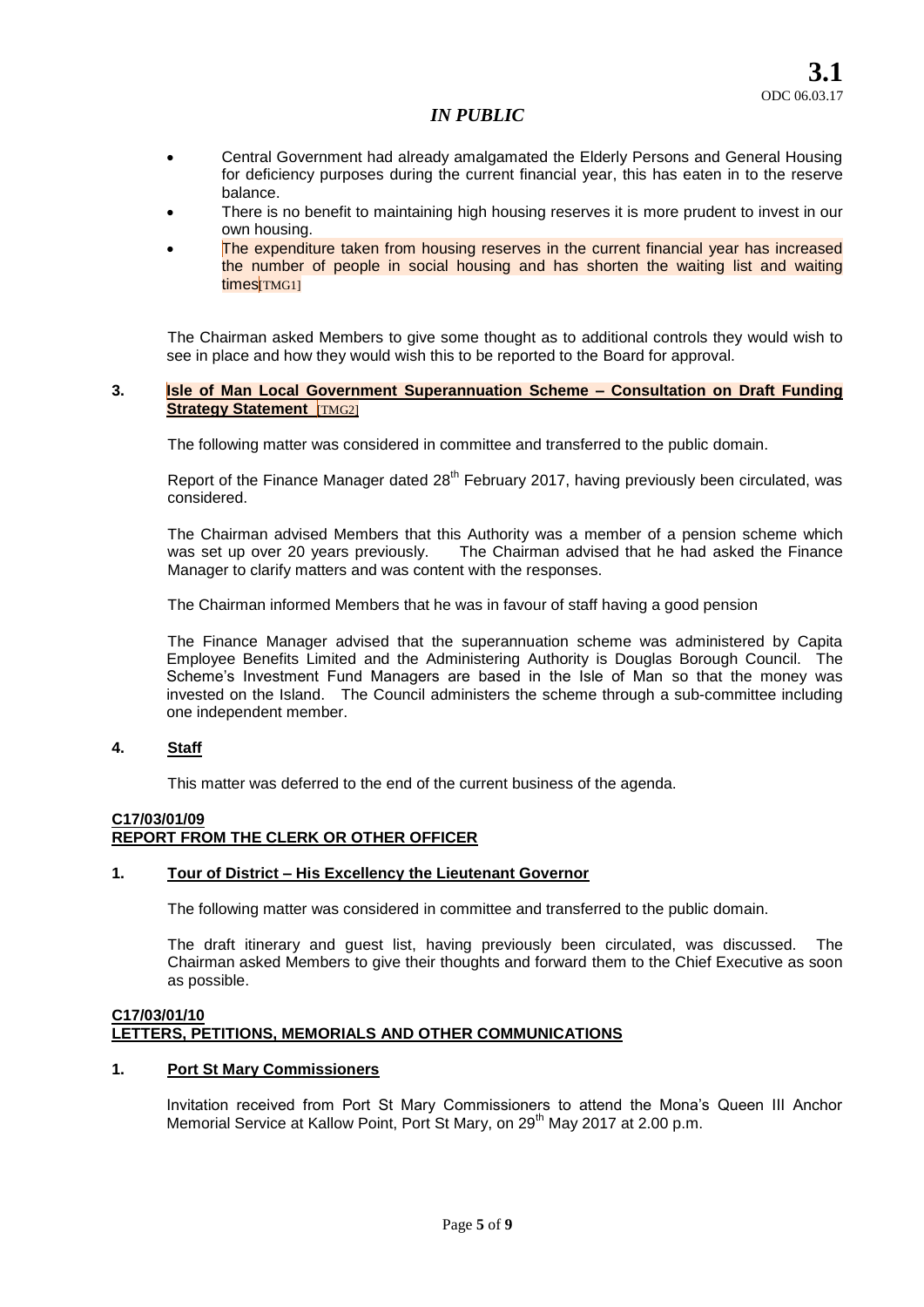**3.1**
ODC 06.03.17

*IN PUBLIC*

- Central Government had already amalgamated the Elderly Persons and General Housing for deficiency purposes during the current financial year, this has eaten in to the reserve balance.
- There is no benefit to maintaining high housing reserves it is more prudent to invest in our own housing.
- The expenditure taken from housing reserves in the current financial year has increased the number of people in social housing and has shorten the waiting list and waiting times[TMG1]

The Chairman asked Members to give some thought as to additional controls they would wish to see in place and how they would wish this to be reported to the Board for approval.

**3. Isle of Man Local Government Superannuation Scheme – Consultation on Draft Funding Strategy Statement** [TMG2]

The following matter was considered in committee and transferred to the public domain.

Report of the Finance Manager dated 28th February 2017, having previously been circulated, was considered.

The Chairman advised Members that this Authority was a member of a pension scheme which was set up over 20 years previously. The Chairman advised that he had asked the Finance Manager to clarify matters and was content with the responses.

The Chairman informed Members that he was in favour of staff having a good pension

The Finance Manager advised that the superannuation scheme was administered by Capita Employee Benefits Limited and the Administering Authority is Douglas Borough Council. The Scheme's Investment Fund Managers are based in the Isle of Man so that the money was invested on the Island. The Council administers the scheme through a sub-committee including one independent member.

**4. Staff**

This matter was deferred to the end of the current business of the agenda.

**C17/03/01/09**
**REPORT FROM THE CLERK OR OTHER OFFICER**

**1. Tour of District – His Excellency the Lieutenant Governor**

The following matter was considered in committee and transferred to the public domain.

The draft itinerary and guest list, having previously been circulated, was discussed. The Chairman asked Members to give their thoughts and forward them to the Chief Executive as soon as possible.

**C17/03/01/10**
**LETTERS, PETITIONS, MEMORIALS AND OTHER COMMUNICATIONS**

**1. Port St Mary Commissioners**

Invitation received from Port St Mary Commissioners to attend the Mona's Queen III Anchor Memorial Service at Kallow Point, Port St Mary, on 29th May 2017 at 2.00 p.m.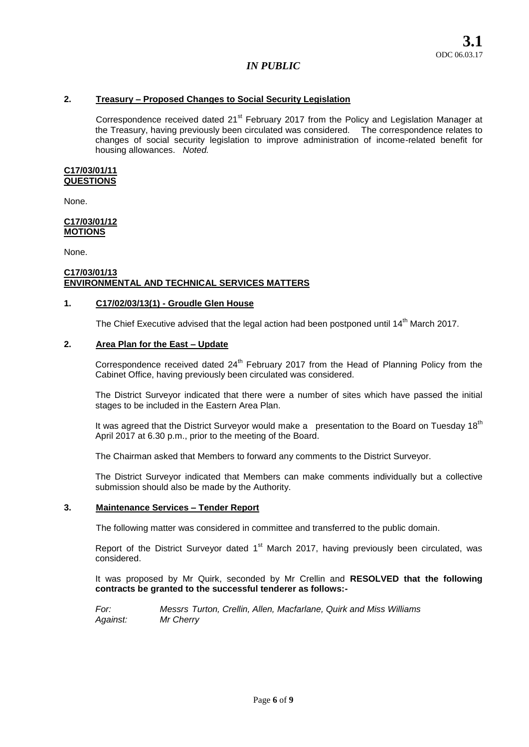**3.1**
ODC 06.03.17

*IN PUBLIC*

**2. Treasury – Proposed Changes to Social Security Legislation**

Correspondence received dated 21st February 2017 from the Policy and Legislation Manager at the Treasury, having previously been circulated was considered. The correspondence relates to changes of social security legislation to improve administration of income-related benefit for housing allowances. *Noted.*

**C17/03/01/11**
**QUESTIONS**

None.

**C17/03/01/12**
**MOTIONS**

None.

**C17/03/01/13**
**ENVIRONMENTAL AND TECHNICAL SERVICES MATTERS**

**1. C17/02/03/13(1) - Groudle Glen House**

The Chief Executive advised that the legal action had been postponed until 14th March 2017.

**2. Area Plan for the East – Update**

Correspondence received dated 24th February 2017 from the Head of Planning Policy from the Cabinet Office, having previously been circulated was considered.

The District Surveyor indicated that there were a number of sites which have passed the initial stages to be included in the Eastern Area Plan.

It was agreed that the District Surveyor would make a presentation to the Board on Tuesday 18th April 2017 at 6.30 p.m., prior to the meeting of the Board.

The Chairman asked that Members to forward any comments to the District Surveyor.

The District Surveyor indicated that Members can make comments individually but a collective submission should also be made by the Authority.

**3. Maintenance Services – Tender Report**

The following matter was considered in committee and transferred to the public domain.

Report of the District Surveyor dated 1st March 2017, having previously been circulated, was considered.

It was proposed by Mr Quirk, seconded by Mr Crellin and **RESOLVED that the following contracts be granted to the successful tenderer as follows:-**

*For:* *Messrs Turton, Crellin, Allen, Macfarlane, Quirk and Miss Williams*
*Against:* *Mr Cherry*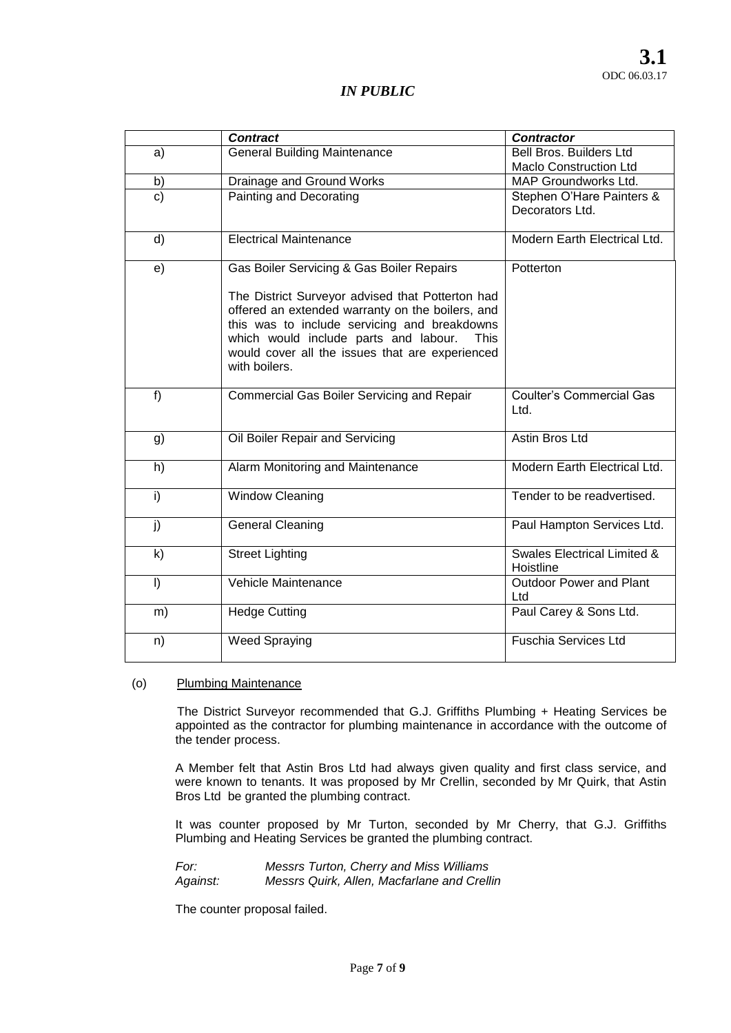*IN PUBLIC*

| | *Contract* | *Contractor* |
|---|---|---|
| a) | General Building Maintenance | Bell Bros. Builders Ltd<br>Maclo Construction Ltd |
| b) | Drainage and Ground Works | MAP Groundworks Ltd. |
| c) | Painting and Decorating | Stephen O'Hare Painters & Decorators Ltd. |
| d) | Electrical Maintenance | Modern Earth Electrical Ltd. |
| e) | Gas Boiler Servicing & Gas Boiler Repairs<br><br>The District Surveyor advised that Potterton had offered an extended warranty on the boilers, and this was to include servicing and breakdowns which would include parts and labour. This would cover all the issues that are experienced with boilers. | Potterton |
| f) | Commercial Gas Boiler Servicing and Repair | Coulter's Commercial Gas Ltd. |
| g) | Oil Boiler Repair and Servicing | Astin Bros Ltd |
| h) | Alarm Monitoring and Maintenance | Modern Earth Electrical Ltd. |
| i) | Window Cleaning | Tender to be readvertised. |
| j) | General Cleaning | Paul Hampton Services Ltd. |
| k) | Street Lighting | Swales Electrical Limited & Hoistline |
| l) | Vehicle Maintenance | Outdoor Power and Plant Ltd |
| m) | Hedge Cutting | Paul Carey & Sons Ltd. |
| n) | Weed Spraying | Fuschia Services Ltd |

(o) Plumbing Maintenance

The District Surveyor recommended that G.J. Griffiths Plumbing + Heating Services be appointed as the contractor for plumbing maintenance in accordance with the outcome of the tender process.

A Member felt that Astin Bros Ltd had always given quality and first class service, and were known to tenants. It was proposed by Mr Crellin, seconded by Mr Quirk, that Astin Bros Ltd be granted the plumbing contract.

It was counter proposed by Mr Turton, seconded by Mr Cherry, that G.J. Griffiths Plumbing and Heating Services be granted the plumbing contract.

*For:* *Messrs Turton, Cherry and Miss Williams*
*Against:* *Messrs Quirk, Allen, Macfarlane and Crellin*

The counter proposal failed.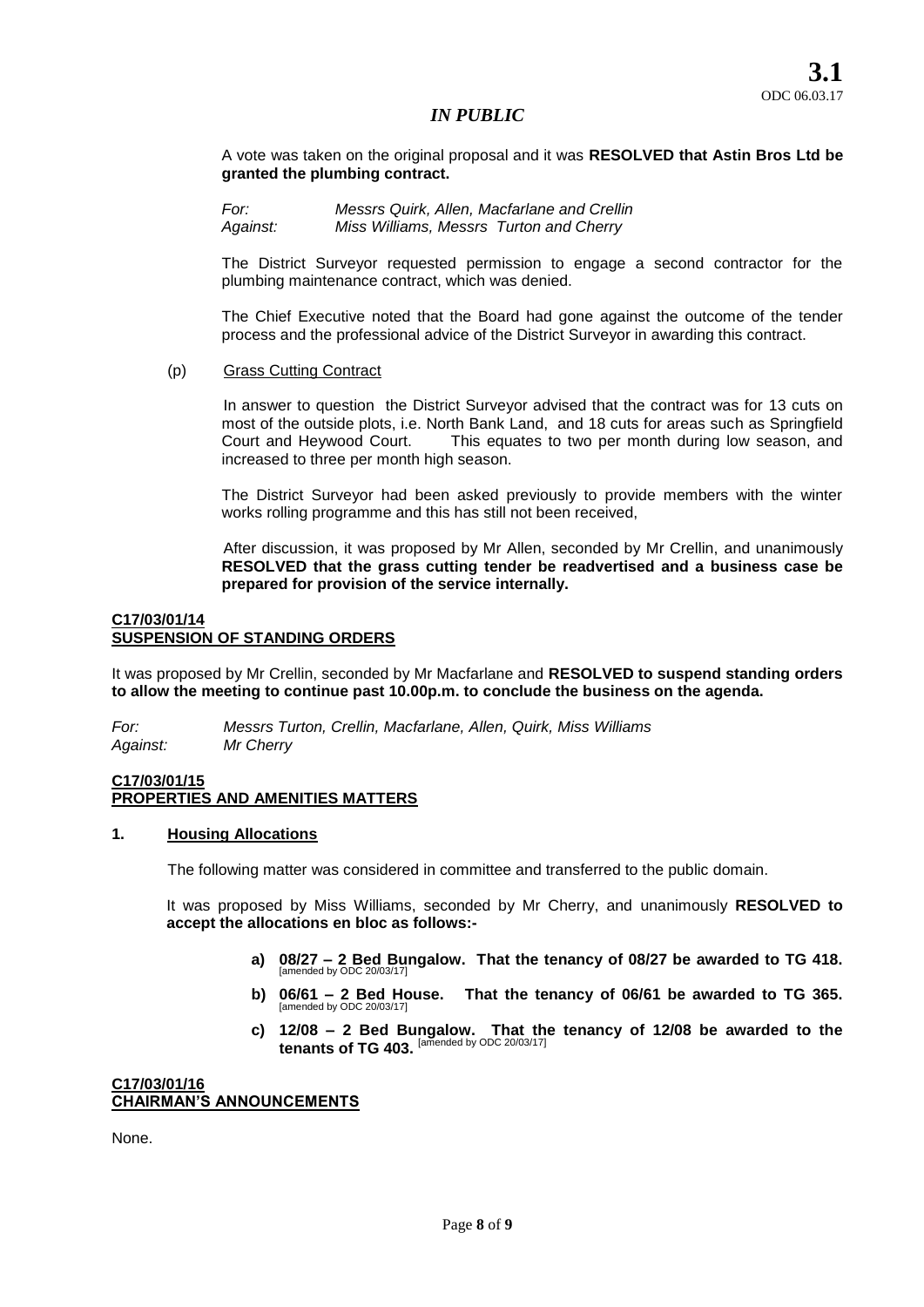**3.1**
ODC 06.03.17

*IN PUBLIC*

A vote was taken on the original proposal and it was **RESOLVED that Astin Bros Ltd be granted the plumbing contract.**

*For: Messrs Quirk, Allen, Macfarlane and Crellin*
*Against: Miss Williams, Messrs Turton and Cherry*

The District Surveyor requested permission to engage a second contractor for the plumbing maintenance contract, which was denied.

The Chief Executive noted that the Board had gone against the outcome of the tender process and the professional advice of the District Surveyor in awarding this contract.

(p) Grass Cutting Contract

In answer to question the District Surveyor advised that the contract was for 13 cuts on most of the outside plots, i.e. North Bank Land, and 18 cuts for areas such as Springfield Court and Heywood Court. This equates to two per month during low season, and increased to three per month high season.

The District Surveyor had been asked previously to provide members with the winter works rolling programme and this has still not been received,

After discussion, it was proposed by Mr Allen, seconded by Mr Crellin, and unanimously **RESOLVED that the grass cutting tender be readvertised and a business case be prepared for provision of the service internally.**

## C17/03/01/14 SUSPENSION OF STANDING ORDERS

It was proposed by Mr Crellin, seconded by Mr Macfarlane and **RESOLVED to suspend standing orders to allow the meeting to continue past 10.00p.m. to conclude the business on the agenda.**

*For: Messrs Turton, Crellin, Macfarlane, Allen, Quirk, Miss Williams*
*Against: Mr Cherry*

## C17/03/01/15 PROPERTIES AND AMENITIES MATTERS

### 1. Housing Allocations

The following matter was considered in committee and transferred to the public domain.

It was proposed by Miss Williams, seconded by Mr Cherry, and unanimously **RESOLVED to accept the allocations en bloc as follows:-**

a) **08/27 – 2 Bed Bungalow. That the tenancy of 08/27 be awarded to TG 418.** [amended by ODC 20/03/17]

b) **06/61 – 2 Bed House. That the tenancy of 06/61 be awarded to TG 365.** [amended by ODC 20/03/17]

c) **12/08 – 2 Bed Bungalow. That the tenancy of 12/08 be awarded to the tenants of TG 403.** [amended by ODC 20/03/17]

## C17/03/01/16 CHAIRMAN'S ANNOUNCEMENTS

None.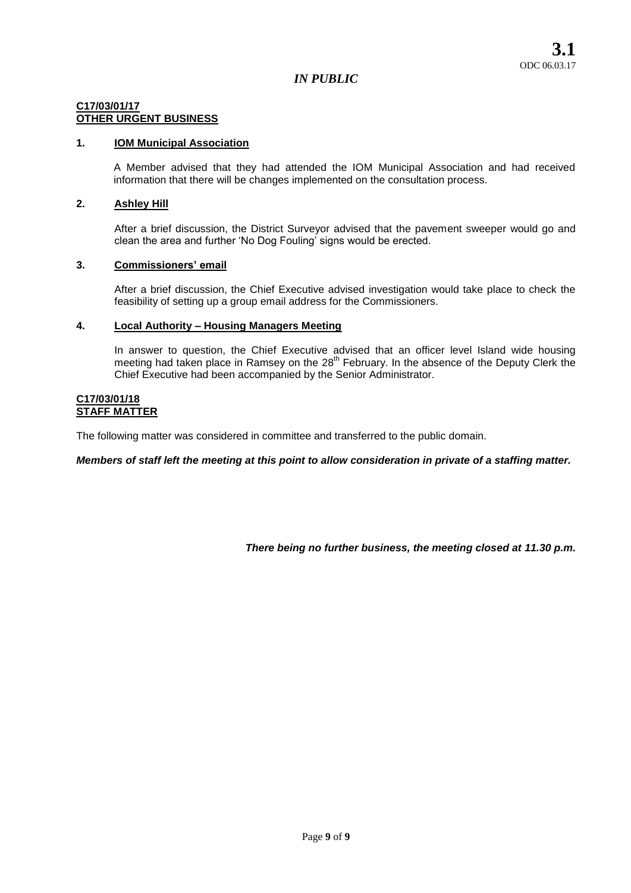**3.1**
ODC 06.03.17

*IN PUBLIC*

**C17/03/01/17**
**OTHER URGENT BUSINESS**

**1. IOM Municipal Association**

A Member advised that they had attended the IOM Municipal Association and had received information that there will be changes implemented on the consultation process.

**2. Ashley Hill**

After a brief discussion, the District Surveyor advised that the pavement sweeper would go and clean the area and further 'No Dog Fouling' signs would be erected.

**3. Commissioners' email**

After a brief discussion, the Chief Executive advised investigation would take place to check the feasibility of setting up a group email address for the Commissioners.

**4. Local Authority – Housing Managers Meeting**

In answer to question, the Chief Executive advised that an officer level Island wide housing meeting had taken place in Ramsey on the 28th February. In the absence of the Deputy Clerk the Chief Executive had been accompanied by the Senior Administrator.

**C17/03/01/18**
**STAFF MATTER**

The following matter was considered in committee and transferred to the public domain.

***Members of staff left the meeting at this point to allow consideration in private of a staffing matter.***

***There being no further business, the meeting closed at 11.30 p.m.***